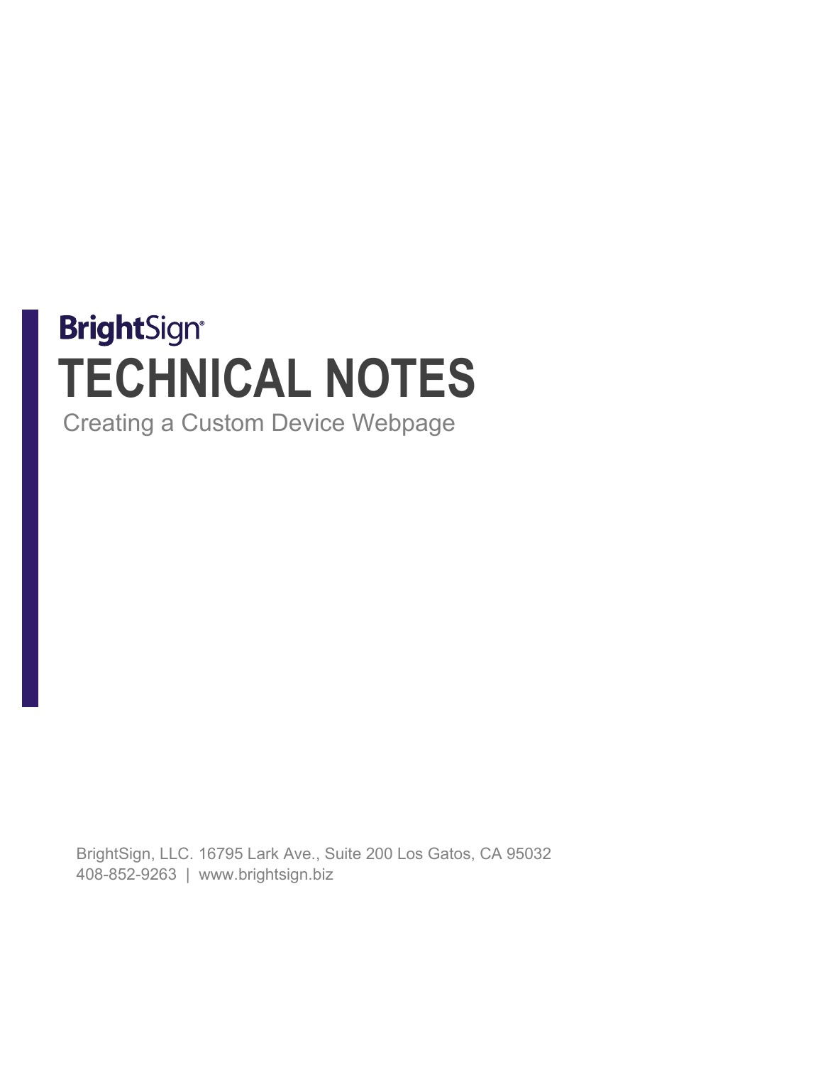BrightSign®

# TECHNICAL NOTES

Creating a Custom Device Webpage

BrightSign, LLC. 16795 Lark Ave., Suite 200 Los Gatos, CA 95032
408-852-9263 | www.brightsign.biz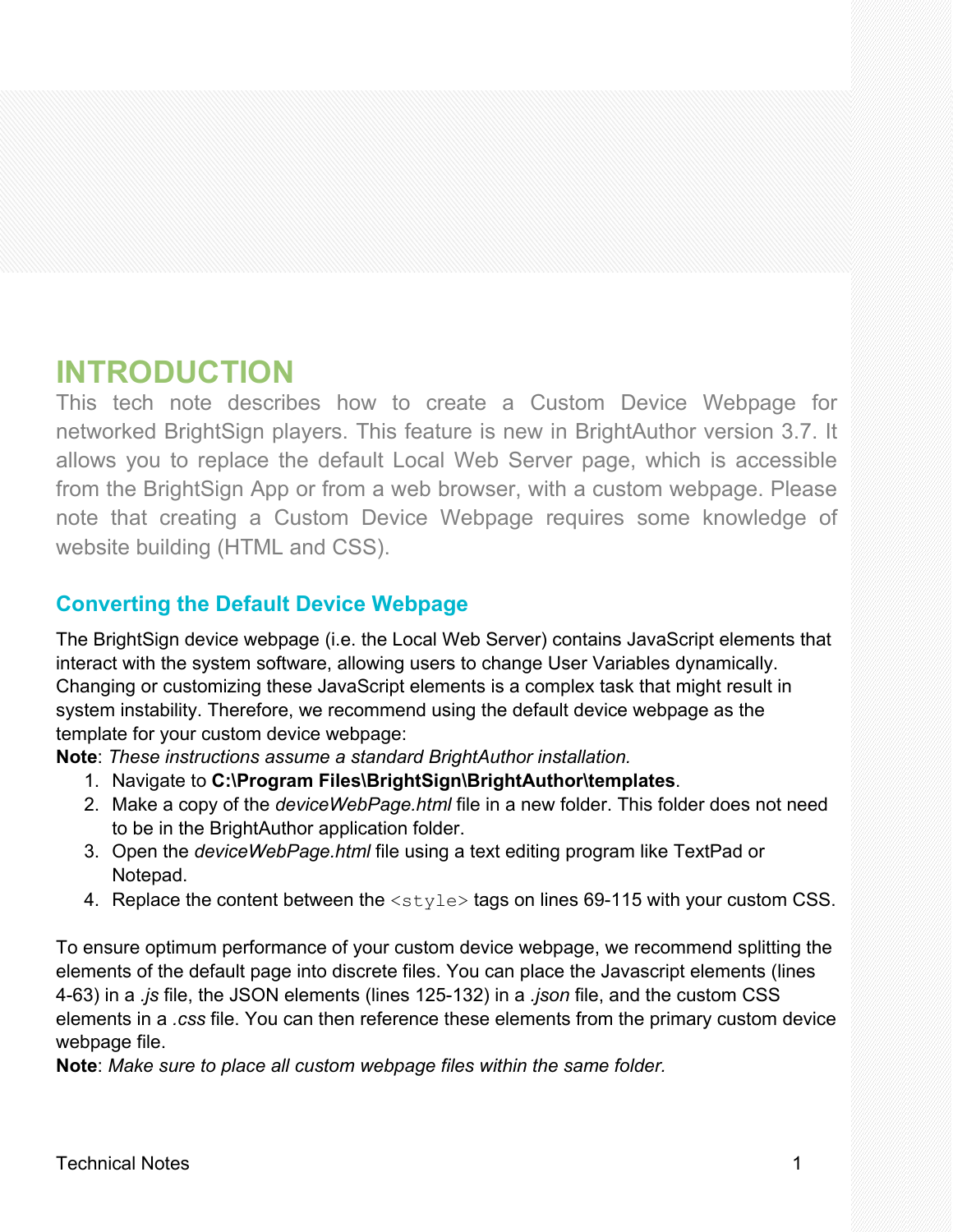# INTRODUCTION

This tech note describes how to create a Custom Device Webpage for networked BrightSign players. This feature is new in BrightAuthor version 3.7. It allows you to replace the default Local Web Server page, which is accessible from the BrightSign App or from a web browser, with a custom webpage. Please note that creating a Custom Device Webpage requires some knowledge of website building (HTML and CSS).

## Converting the Default Device Webpage

The BrightSign device webpage (i.e. the Local Web Server) contains JavaScript elements that interact with the system software, allowing users to change User Variables dynamically. Changing or customizing these JavaScript elements is a complex task that might result in system instability. Therefore, we recommend using the default device webpage as the template for your custom device webpage:

**Note**: *These instructions assume a standard BrightAuthor installation.*

1. Navigate to **C:\Program Files\BrightSign\BrightAuthor\templates**.
2. Make a copy of the *deviceWebPage.html* file in a new folder. This folder does not need to be in the BrightAuthor application folder.
3. Open the *deviceWebPage.html* file using a text editing program like TextPad or Notepad.
4. Replace the content between the `<style>` tags on lines 69-115 with your custom CSS.

To ensure optimum performance of your custom device webpage, we recommend splitting the elements of the default page into discrete files. You can place the Javascript elements (lines 4-63) in a *.js* file, the JSON elements (lines 125-132) in a *.json* file, and the custom CSS elements in a *.css* file. You can then reference these elements from the primary custom device webpage file.

**Note**: *Make sure to place all custom webpage files within the same folder.*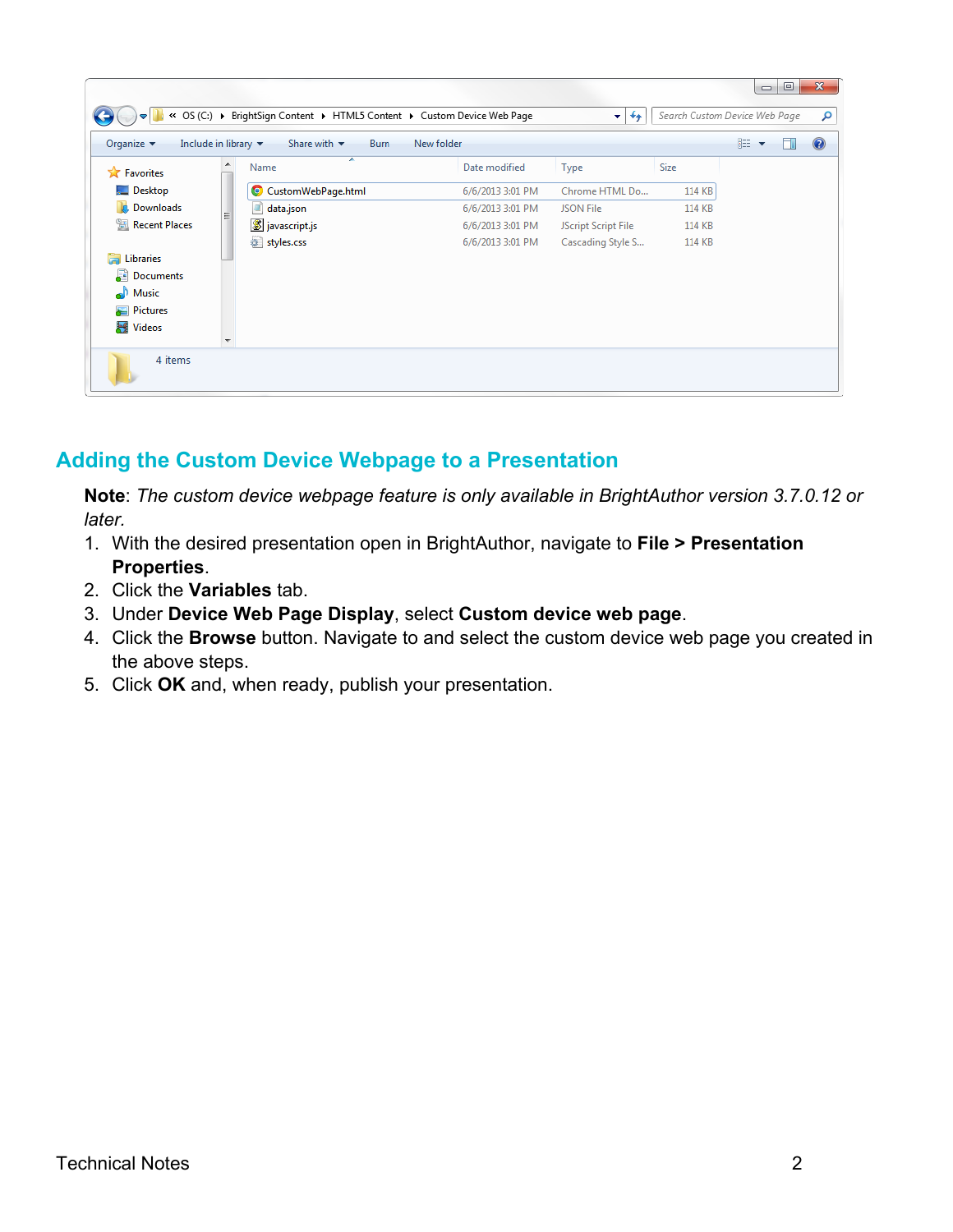## Adding the Custom Device Webpage to a Presentation

**Note**: *The custom device webpage feature is only available in BrightAuthor version 3.7.0.12 or later.*

1. With the desired presentation open in BrightAuthor, navigate to **File > Presentation Properties**.
2. Click the **Variables** tab.
3. Under **Device Web Page Display**, select **Custom device web page**.
4. Click the **Browse** button. Navigate to and select the custom device web page you created in the above steps.
5. Click **OK** and, when ready, publish your presentation.